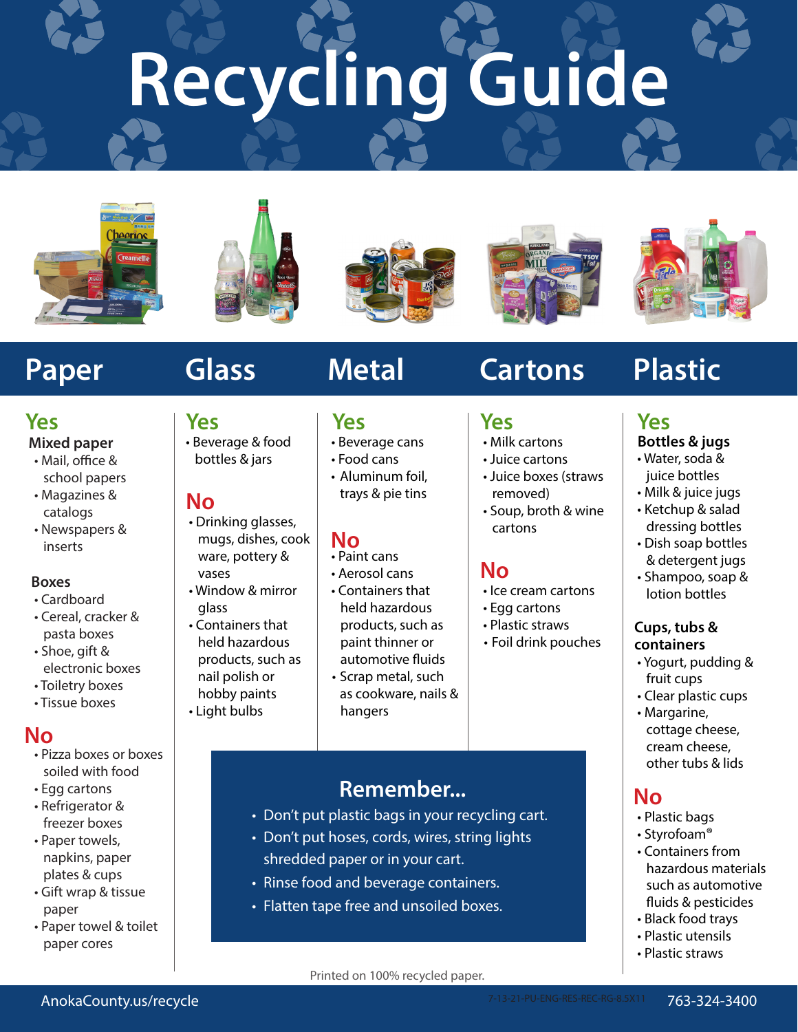# Recycling Guide

## Paper

### Yes

**Mixed paper**

- Mail, office & school papers
- Magazines & catalogs
- Newspapers & inserts

**Boxes**

- Cardboard
- Cereal, cracker & pasta boxes
- Shoe, gift & electronic boxes
- Toiletry boxes
- Tissue boxes

### No

- Pizza boxes or boxes soiled with food
- Egg cartons
- Refrigerator & freezer boxes
- Paper towels, napkins, paper plates & cups
- Gift wrap & tissue paper
- Paper towel & toilet paper cores

## Glass

### Yes

- Beverage & food bottles & jars

### No

- Drinking glasses, mugs, dishes, cook ware, pottery & vases
- Window & mirror glass
- Containers that held hazardous products, such as nail polish or hobby paints
- Light bulbs

## Metal

### Yes

- Beverage cans
- Food cans
- Aluminum foil, trays & pie tins

### No

- Paint cans
- Aerosol cans
- Containers that held hazardous products, such as paint thinner or automotive fluids
- Scrap metal, such as cookware, nails & hangers

## Cartons

### Yes

- Milk cartons
- Juice cartons
- Juice boxes (straws removed)
- Soup, broth & wine cartons

### No

- Ice cream cartons
- Egg cartons
- Plastic straws
- Foil drink pouches

## Plastic

### Yes

**Bottles & jugs**

- Water, soda & juice bottles
- Milk & juice jugs
- Ketchup & salad dressing bottles
- Dish soap bottles & detergent jugs
- Shampoo, soap & lotion bottles

**Cups, tubs & containers**

- Yogurt, pudding & fruit cups
- Clear plastic cups
- Margarine, cottage cheese, cream cheese, other tubs & lids

### No

- Plastic bags
- Styrofoam®
- Containers from hazardous materials such as automotive fluids & pesticides
- Black food trays
- Plastic utensils
- Plastic straws

## Remember...

- Don't put plastic bags in your recycling cart.
- Don't put hoses, cords, wires, string lights shredded paper or in your cart.
- Rinse food and beverage containers.
- Flatten tape free and unsoiled boxes.

Printed on 100% recycled paper.

AnokaCounty.us/recycle

7-13-21-PU-ENG-RES-REC-RG-8.5X11

763-324-3400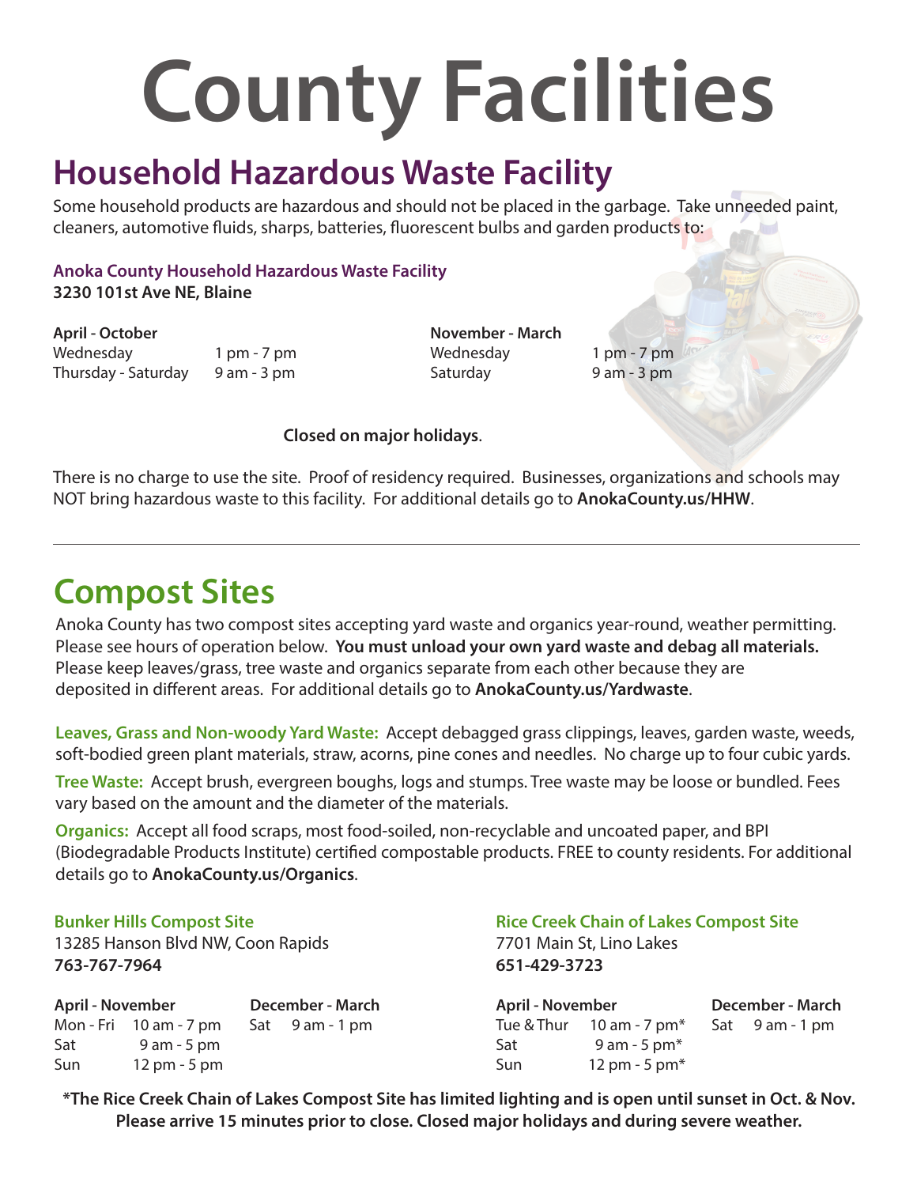# County Facilities

## Household Hazardous Waste Facility

Some household products are hazardous and should not be placed in the garbage. Take unneeded paint, cleaners, automotive fluids, sharps, batteries, fluorescent bulbs and garden products to:

**Anoka County Household Hazardous Waste Facility**
**3230 101st Ave NE, Blaine**

**April - October**

| | |
|---|---|
| Wednesday | 1 pm - 7 pm |
| Thursday - Saturday | 9 am - 3 pm |

**November - March**

| | |
|---|---|
| Wednesday | 1 pm - 7 pm |
| Saturday | 9 am - 3 pm |

**Closed on major holidays**.

There is no charge to use the site. Proof of residency required. Businesses, organizations and schools may NOT bring hazardous waste to this facility. For additional details go to **AnokaCounty.us/HHW**.

---

## Compost Sites

Anoka County has two compost sites accepting yard waste and organics year-round, weather permitting. Please see hours of operation below. **You must unload your own yard waste and debag all materials.** Please keep leaves/grass, tree waste and organics separate from each other because they are deposited in different areas. For additional details go to **AnokaCounty.us/Yardwaste**.

**Leaves, Grass and Non-woody Yard Waste:** Accept debagged grass clippings, leaves, garden waste, weeds, soft-bodied green plant materials, straw, acorns, pine cones and needles. No charge up to four cubic yards.

**Tree Waste:** Accept brush, evergreen boughs, logs and stumps. Tree waste may be loose or bundled. Fees vary based on the amount and the diameter of the materials.

**Organics:** Accept all food scraps, most food-soiled, non-recyclable and uncoated paper, and BPI (Biodegradable Products Institute) certified compostable products. FREE to county residents. For additional details go to **AnokaCounty.us/Organics**.

**Bunker Hills Compost Site**
13285 Hanson Blvd NW, Coon Rapids
**763-767-7964**

**April - November**

| | |
|---|---|
| Mon - Fri | 10 am - 7 pm |
| Sat | 9 am - 5 pm |
| Sun | 12 pm - 5 pm |

**December - March**

| | |
|---|---|
| Sat | 9 am - 1 pm |

**Rice Creek Chain of Lakes Compost Site**
7701 Main St, Lino Lakes
**651-429-3723**

**April - November**

| | |
|---|---|
| Tue & Thur | 10 am - 7 pm* |
| Sat | 9 am - 5 pm* |
| Sun | 12 pm - 5 pm* |

**December - March**

| | |
|---|---|
| Sat | 9 am - 1 pm |

**\*The Rice Creek Chain of Lakes Compost Site has limited lighting and is open until sunset in Oct. & Nov. Please arrive 15 minutes prior to close. Closed major holidays and during severe weather.**